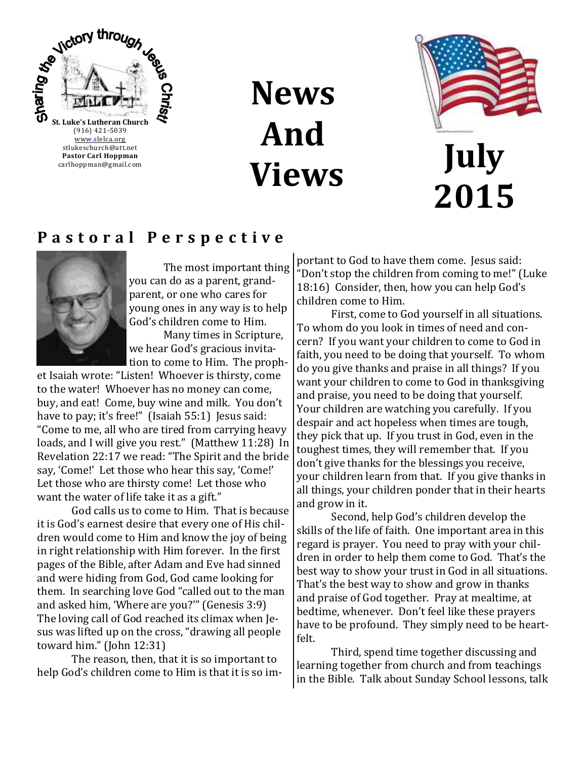Sharing the Victory through Jesus Christ!

**St. Luke's Lutheran Church**
(916) 421-5039
www.slelca.org
stlukeschurch@att.net
**Pastor Carl Hoppman**
carlhoppman@gmail.com

# News And Views

# July 2015

## Pastoral Perspective

The most important thing you can do as a parent, grandparent, or one who cares for young ones in any way is to help God's children come to Him.

Many times in Scripture, we hear God's gracious invitation to come to Him. The prophet Isaiah wrote: "Listen! Whoever is thirsty, come to the water! Whoever has no money can come, buy, and eat! Come, buy wine and milk. You don't have to pay; it's free!" (Isaiah 55:1) Jesus said: "Come to me, all who are tired from carrying heavy loads, and I will give you rest." (Matthew 11:28) In Revelation 22:17 we read: "The Spirit and the bride say, 'Come!' Let those who hear this say, 'Come!' Let those who are thirsty come! Let those who want the water of life take it as a gift."

God calls us to come to Him. That is because it is God's earnest desire that every one of His children would come to Him and know the joy of being in right relationship with Him forever. In the first pages of the Bible, after Adam and Eve had sinned and were hiding from God, God came looking for them. In searching love God "called out to the man and asked him, 'Where are you?'" (Genesis 3:9) The loving call of God reached its climax when Jesus was lifted up on the cross, "drawing all people toward him." (John 12:31)

The reason, then, that it is so important to help God's children come to Him is that it is so important to God to have them come. Jesus said: "Don't stop the children from coming to me!" (Luke 18:16) Consider, then, how you can help God's children come to Him.

First, come to God yourself in all situations. To whom do you look in times of need and concern? If you want your children to come to God in faith, you need to be doing that yourself. To whom do you give thanks and praise in all things? If you want your children to come to God in thanksgiving and praise, you need to be doing that yourself. Your children are watching you carefully. If you despair and act hopeless when times are tough, they pick that up. If you trust in God, even in the toughest times, they will remember that. If you don't give thanks for the blessings you receive, your children learn from that. If you give thanks in all things, your children ponder that in their hearts and grow in it.

Second, help God's children develop the skills of the life of faith. One important area in this regard is prayer. You need to pray with your children in order to help them come to God. That's the best way to show your trust in God in all situations. That's the best way to show and grow in thanks and praise of God together. Pray at mealtime, at bedtime, whenever. Don't feel like these prayers have to be profound. They simply need to be heartfelt.

Third, spend time together discussing and learning together from church and from teachings in the Bible. Talk about Sunday School lessons, talk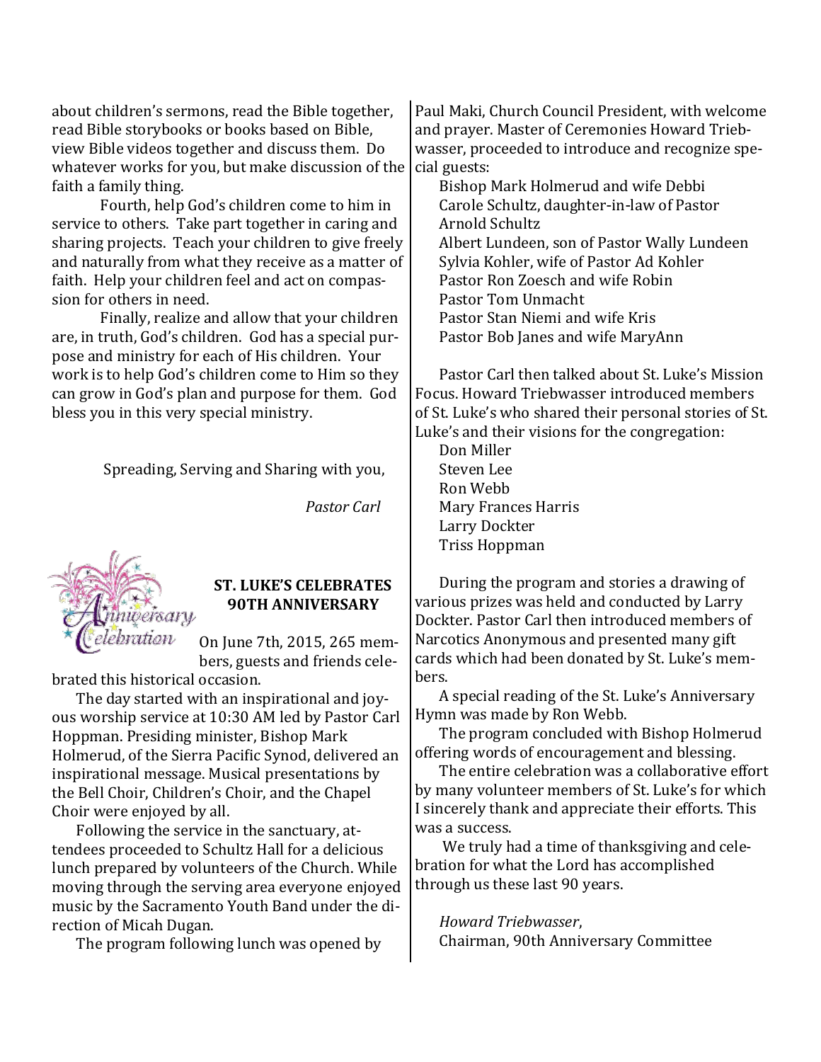about children's sermons, read the Bible together, read Bible storybooks or books based on Bible, view Bible videos together and discuss them. Do whatever works for you, but make discussion of the faith a family thing.

Fourth, help God's children come to him in service to others. Take part together in caring and sharing projects. Teach your children to give freely and naturally from what they receive as a matter of faith. Help your children feel and act on compassion for others in need.

Finally, realize and allow that your children are, in truth, God's children. God has a special purpose and ministry for each of His children. Your work is to help God's children come to Him so they can grow in God's plan and purpose for them. God bless you in this very special ministry.

Spreading, Serving and Sharing with you,

*Pastor Carl*

### ST. LUKE'S CELEBRATES 90TH ANNIVERSARY

On June 7th, 2015, 265 members, guests and friends celebrated this historical occasion.

The day started with an inspirational and joyous worship service at 10:30 AM led by Pastor Carl Hoppman. Presiding minister, Bishop Mark Holmerud, of the Sierra Pacific Synod, delivered an inspirational message. Musical presentations by the Bell Choir, Children's Choir, and the Chapel Choir were enjoyed by all.

Following the service in the sanctuary, attendees proceeded to Schultz Hall for a delicious lunch prepared by volunteers of the Church. While moving through the serving area everyone enjoyed music by the Sacramento Youth Band under the direction of Micah Dugan.

The program following lunch was opened by Paul Maki, Church Council President, with welcome and prayer. Master of Ceremonies Howard Triebwasser, proceeded to introduce and recognize special guests:

Bishop Mark Holmerud and wife Debbi
Carole Schultz, daughter-in-law of Pastor Arnold Schultz
Albert Lundeen, son of Pastor Wally Lundeen
Sylvia Kohler, wife of Pastor Ad Kohler
Pastor Ron Zoesch and wife Robin
Pastor Tom Unmacht
Pastor Stan Niemi and wife Kris
Pastor Bob Janes and wife MaryAnn

Pastor Carl then talked about St. Luke's Mission Focus. Howard Triebwasser introduced members of St. Luke's who shared their personal stories of St. Luke's and their visions for the congregation:

Don Miller
Steven Lee
Ron Webb
Mary Frances Harris
Larry Dockter
Triss Hoppman

During the program and stories a drawing of various prizes was held and conducted by Larry Dockter. Pastor Carl then introduced members of Narcotics Anonymous and presented many gift cards which had been donated by St. Luke's members.

A special reading of the St. Luke's Anniversary Hymn was made by Ron Webb.

The program concluded with Bishop Holmerud offering words of encouragement and blessing.

The entire celebration was a collaborative effort by many volunteer members of St. Luke's for which I sincerely thank and appreciate their efforts. This was a success.

We truly had a time of thanksgiving and celebration for what the Lord has accomplished through us these last 90 years.

*Howard Triebwasser*,
Chairman, 90th Anniversary Committee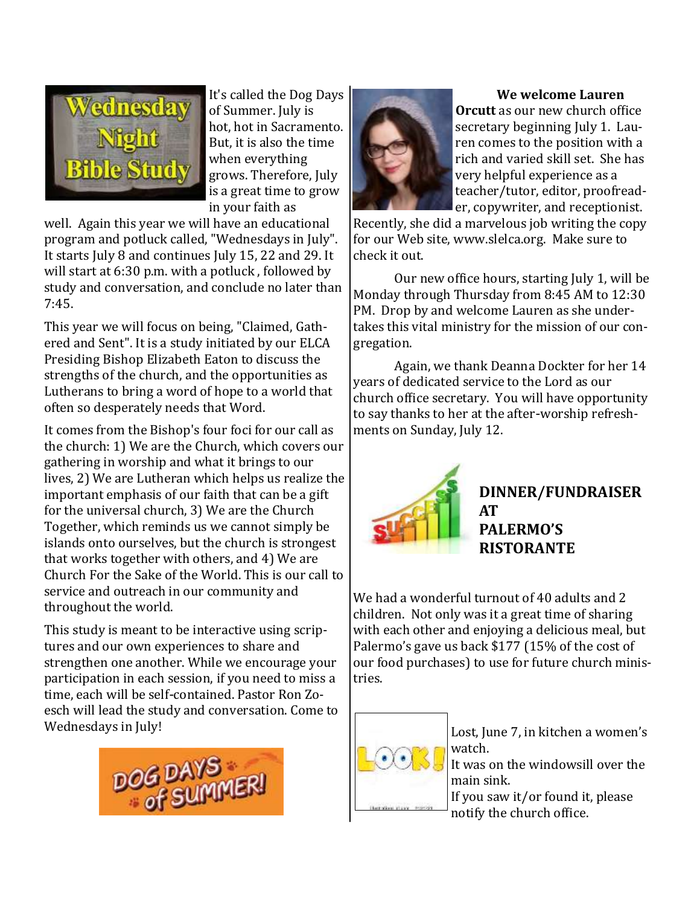It's called the Dog Days of Summer. July is hot, hot in Sacramento. But, it is also the time when everything grows. Therefore, July is a great time to grow in your faith as well. Again this year we will have an educational program and potluck called, "Wednesdays in July". It starts July 8 and continues July 15, 22 and 29. It will start at 6:30 p.m. with a potluck, followed by study and conversation, and conclude no later than 7:45.

This year we will focus on being, "Claimed, Gathered and Sent". It is a study initiated by our ELCA Presiding Bishop Elizabeth Eaton to discuss the strengths of the church, and the opportunities as Lutherans to bring a word of hope to a world that often so desperately needs that Word.

It comes from the Bishop's four foci for our call as the church: 1) We are the Church, which covers our gathering in worship and what it brings to our lives, 2) We are Lutheran which helps us realize the important emphasis of our faith that can be a gift for the universal church, 3) We are the Church Together, which reminds us we cannot simply be islands onto ourselves, but the church is strongest that works together with others, and 4) We are Church For the Sake of the World. This is our call to service and outreach in our community and throughout the world.

This study is meant to be interactive using scriptures and our own experiences to share and strengthen one another. While we encourage your participation in each session, if you need to miss a time, each will be self-contained. Pastor Ron Zoesch will lead the study and conversation. Come to Wednesdays in July!

**We welcome Lauren Orcutt** as our new church office secretary beginning July 1. Lauren comes to the position with a rich and varied skill set. She has very helpful experience as a teacher/tutor, editor, proofreader, copywriter, and receptionist. Recently, she did a marvelous job writing the copy for our Web site, www.slelca.org. Make sure to check it out.

Our new office hours, starting July 1, will be Monday through Thursday from 8:45 AM to 12:30 PM. Drop by and welcome Lauren as she undertakes this vital ministry for the mission of our congregation.

Again, we thank Deanna Dockter for her 14 years of dedicated service to the Lord as our church office secretary. You will have opportunity to say thanks to her at the after-worship refreshments on Sunday, July 12.

## DINNER/FUNDRAISER AT PALERMO'S RISTORANTE

We had a wonderful turnout of 40 adults and 2 children. Not only was it a great time of sharing with each other and enjoying a delicious meal, but Palermo's gave us back $177 (15% of the cost of our food purchases) to use for future church ministries.

Lost, June 7, in kitchen a women's watch.
It was on the windowsill over the main sink.
If you saw it/or found it, please notify the church office.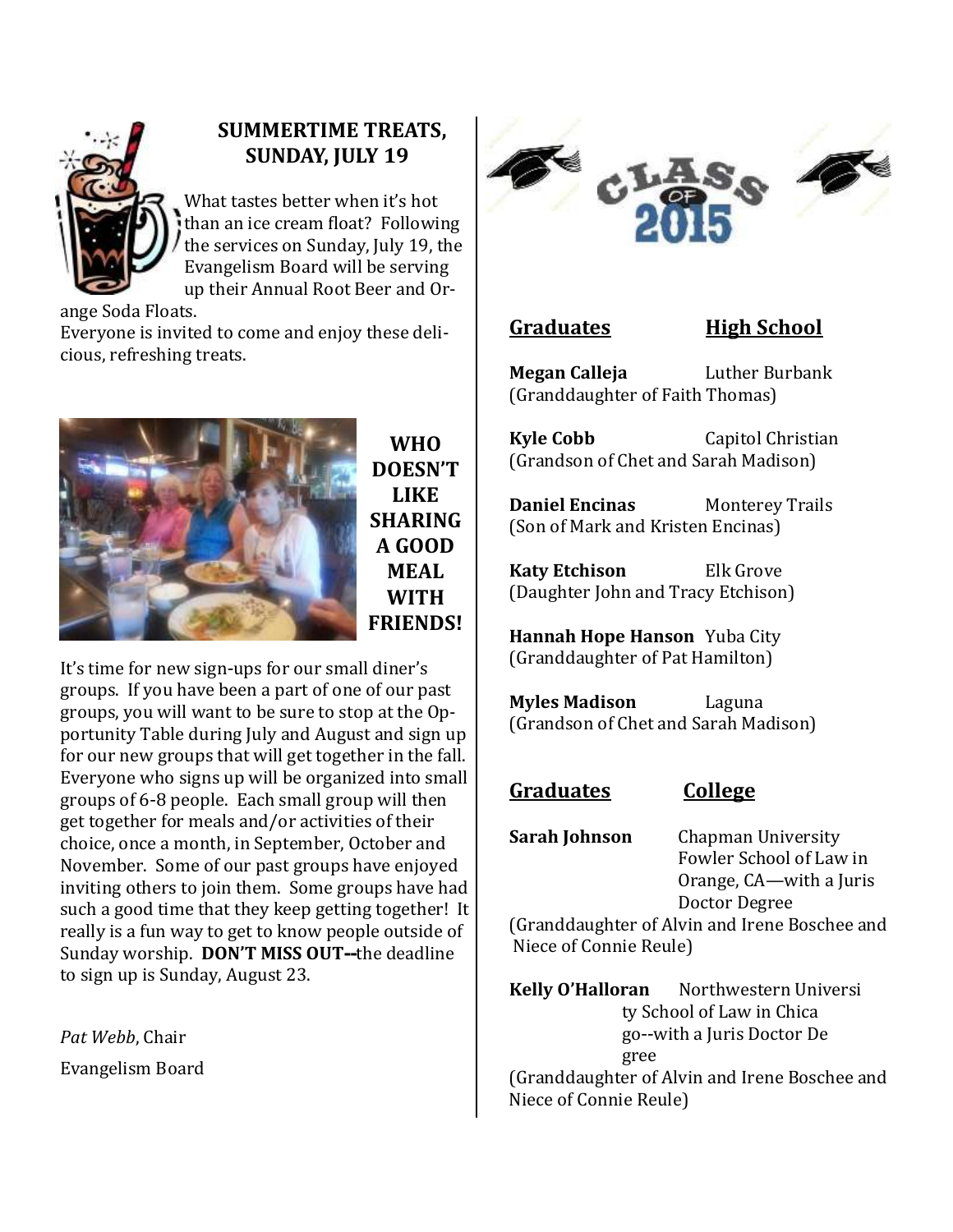## SUMMERTIME TREATS, SUNDAY, JULY 19

What tastes better when it's hot than an ice cream float? Following the services on Sunday, July 19, the Evangelism Board will be serving up their Annual Root Beer and Orange Soda Floats.

Everyone is invited to come and enjoy these delicious, refreshing treats.

## WHO DOESN'T LIKE SHARING A GOOD MEAL WITH FRIENDS!

It's time for new sign-ups for our small diner's groups. If you have been a part of one of our past groups, you will want to be sure to stop at the Opportunity Table during July and August and sign up for our new groups that will get together in the fall. Everyone who signs up will be organized into small groups of 6-8 people. Each small group will then get together for meals and/or activities of their choice, once a month, in September, October and November. Some of our past groups have enjoyed inviting others to join them. Some groups have had such a good time that they keep getting together! It really is a fun way to get to know people outside of Sunday worship. **DON'T MISS OUT--**the deadline to sign up is Sunday, August 23.

*Pat Webb*, Chair

Evangelism Board

## CLASS OF 2015

| **Graduates** | **High School** |
|---|---|
| **Megan Calleja** (Granddaughter of Faith Thomas) | Luther Burbank |
| **Kyle Cobb** (Grandson of Chet and Sarah Madison) | Capitol Christian |
| **Daniel Encinas** (Son of Mark and Kristen Encinas) | Monterey Trails |
| **Katy Etchison** (Daughter John and Tracy Etchison) | Elk Grove |
| **Hannah Hope Hanson** (Granddaughter of Pat Hamilton) | Yuba City |
| **Myles Madison** (Grandson of Chet and Sarah Madison) | Laguna |

| **Graduates** | **College** |
|---|---|
| **Sarah Johnson** (Granddaughter of Alvin and Irene Boschee and Niece of Connie Reule) | Chapman University Fowler School of Law in Orange, CA—with a Juris Doctor Degree |
| **Kelly O'Halloran** (Granddaughter of Alvin and Irene Boschee and Niece of Connie Reule) | Northwestern University School of Law in Chicago--with a Juris Doctor Degree |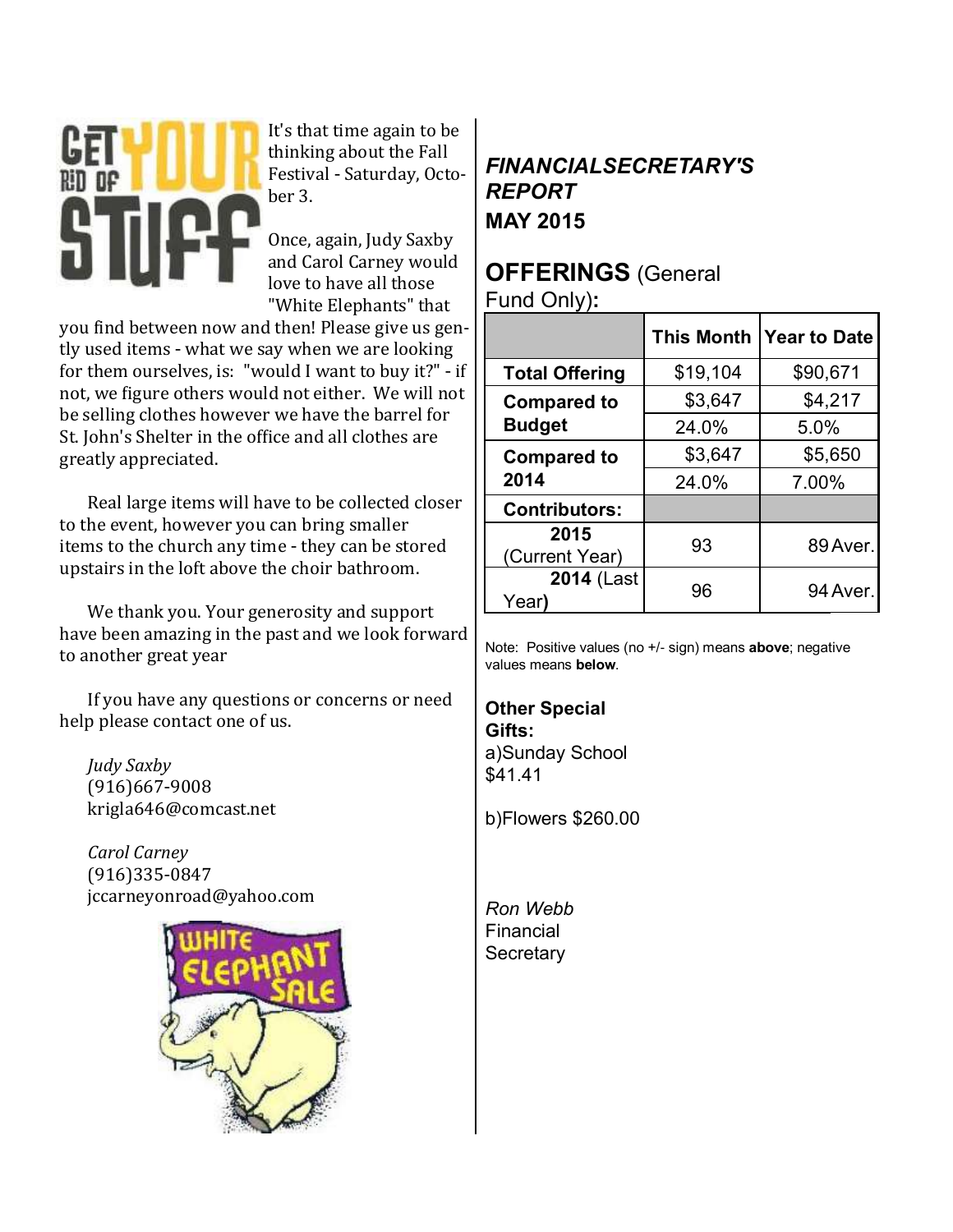It's that time again to be thinking about the Fall Festival - Saturday, October 3.

Once, again, Judy Saxby and Carol Carney would love to have all those "White Elephants" that you find between now and then! Please give us gently used items - what we say when we are looking for them ourselves, is: "would I want to buy it?" - if not, we figure others would not either. We will not be selling clothes however we have the barrel for St. John's Shelter in the office and all clothes are greatly appreciated.

Real large items will have to be collected closer to the event, however you can bring smaller items to the church any time - they can be stored upstairs in the loft above the choir bathroom.

We thank you. Your generosity and support have been amazing in the past and we look forward to another great year

If you have any questions or concerns or need help please contact one of us.

*Judy Saxby*
(916)667-9008
krigla646@comcast.net

*Carol Carney*
(916)335-0847
jccarneyonroad@yahoo.com

## *FINANCIALSECRETARY'S REPORT*

### MAY 2015

## OFFERINGS (General Fund Only):

| | This Month | Year to Date |
|---|---|---|
| **Total Offering** | $19,104 | $90,671 |
| **Compared to Budget** | $3,647 | $4,217 |
| | 24.0% | 5.0% |
| **Compared to 2014** | $3,647 | $5,650 |
| | 24.0% | 7.00% |
| **Contributors:** | | |
| **2015** (Current Year) | 93 | 89 Aver. |
| **2014** (Last Year) | 96 | 94 Aver. |

Note: Positive values (no +/- sign) means **above**; negative values means **below**.

**Other Special Gifts:**

a)Sunday School $41.41

b)Flowers $260.00

*Ron Webb*
Financial Secretary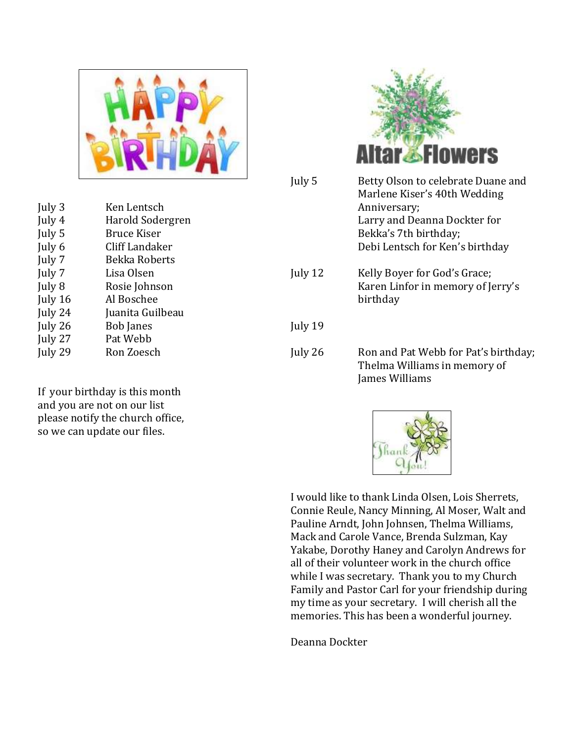## Happy Birthday

| | |
|---|---|
| July 3 | Ken Lentsch |
| July 4 | Harold Sodergren |
| July 5 | Bruce Kiser |
| July 6 | Cliff Landaker |
| July 7 | Bekka Roberts |
| July 7 | Lisa Olsen |
| July 8 | Rosie Johnson |
| July 16 | Al Boschee |
| July 24 | Juanita Guilbeau |
| July 26 | Bob Janes |
| July 27 | Pat Webb |
| July 29 | Ron Zoesch |

If your birthday is this month and you are not on our list please notify the church office, so we can update our files.

## Altar Flowers

| | |
|---|---|
| July 5 | Betty Olson to celebrate Duane and Marlene Kiser's 40th Wedding Anniversary; Larry and Deanna Dockter for Bekka's 7th birthday; Debi Lentsch for Ken's birthday |
| July 12 | Kelly Boyer for God's Grace; Karen Linfor in memory of Jerry's birthday |
| July 19 | |
| July 26 | Ron and Pat Webb for Pat's birthday; Thelma Williams in memory of James Williams |

## Thank You!

I would like to thank Linda Olsen, Lois Sherrets, Connie Reule, Nancy Minning, Al Moser, Walt and Pauline Arndt, John Johnsen, Thelma Williams, Mack and Carole Vance, Brenda Sulzman, Kay Yakabe, Dorothy Haney and Carolyn Andrews for all of their volunteer work in the church office while I was secretary. Thank you to my Church Family and Pastor Carl for your friendship during my time as your secretary. I will cherish all the memories. This has been a wonderful journey.

Deanna Dockter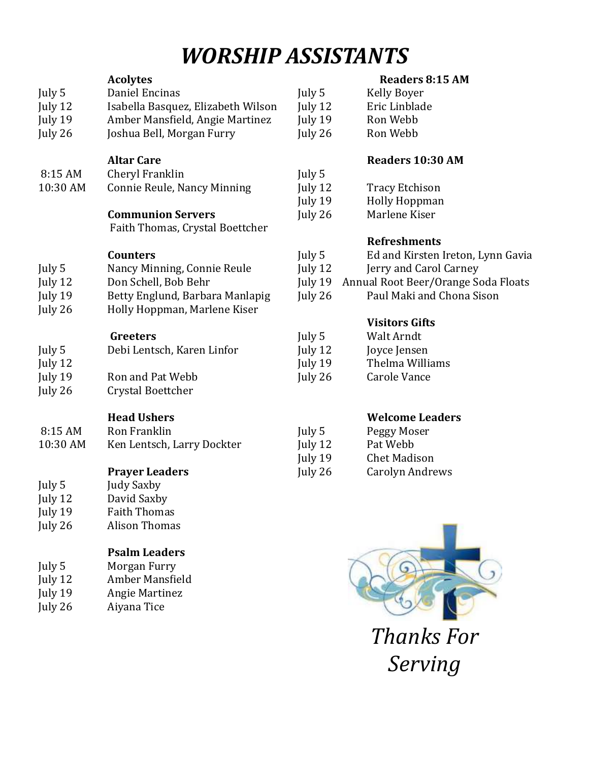# WORSHIP ASSISTANTS

### Acolytes

| | |
|---|---|
| July 5 | Daniel Encinas |
| July 12 | Isabella Basquez, Elizabeth Wilson |
| July 19 | Amber Mansfield, Angie Martinez |
| July 26 | Joshua Bell, Morgan Furry |

### Altar Care

| | |
|---|---|
| 8:15 AM | Cheryl Franklin |
| 10:30 AM | Connie Reule, Nancy Minning |

### Communion Servers

Faith Thomas, Crystal Boettcher

### Counters

| | |
|---|---|
| July 5 | Nancy Minning, Connie Reule |
| July 12 | Don Schell, Bob Behr |
| July 19 | Betty Englund, Barbara Manlapig |
| July 26 | Holly Hoppman, Marlene Kiser |

### Greeters

| | |
|---|---|
| July 5 | Debi Lentsch, Karen Linfor |
| July 12 | |
| July 19 | Ron and Pat Webb |
| July 26 | Crystal Boettcher |

### Head Ushers

| | |
|---|---|
| 8:15 AM | Ron Franklin |
| 10:30 AM | Ken Lentsch, Larry Dockter |

### Prayer Leaders

| | |
|---|---|
| July 5 | Judy Saxby |
| July 12 | David Saxby |
| July 19 | Faith Thomas |
| July 26 | Alison Thomas |

### Psalm Leaders

| | |
|---|---|
| July 5 | Morgan Furry |
| July 12 | Amber Mansfield |
| July 19 | Angie Martinez |
| July 26 | Aiyana Tice |

### Readers 8:15 AM

| | |
|---|---|
| July 5 | Kelly Boyer |
| July 12 | Eric Linblade |
| July 19 | Ron Webb |
| July 26 | Ron Webb |

### Readers 10:30 AM

| | |
|---|---|
| July 5 | |
| July 12 | Tracy Etchison |
| July 19 | Holly Hoppman |
| July 26 | Marlene Kiser |

### Refreshments

| | |
|---|---|
| July 5 | Ed and Kirsten Ireton, Lynn Gavia |
| July 12 | Jerry and Carol Carney |
| July 19 | Annual Root Beer/Orange Soda Floats |
| July 26 | Paul Maki and Chona Sison |

### Visitors Gifts

| | |
|---|---|
| July 5 | Walt Arndt |
| July 12 | Joyce Jensen |
| July 19 | Thelma Williams |
| July 26 | Carole Vance |

### Welcome Leaders

| | |
|---|---|
| July 5 | Peggy Moser |
| July 12 | Pat Webb |
| July 19 | Chet Madison |
| July 26 | Carolyn Andrews |

*Thanks For Serving*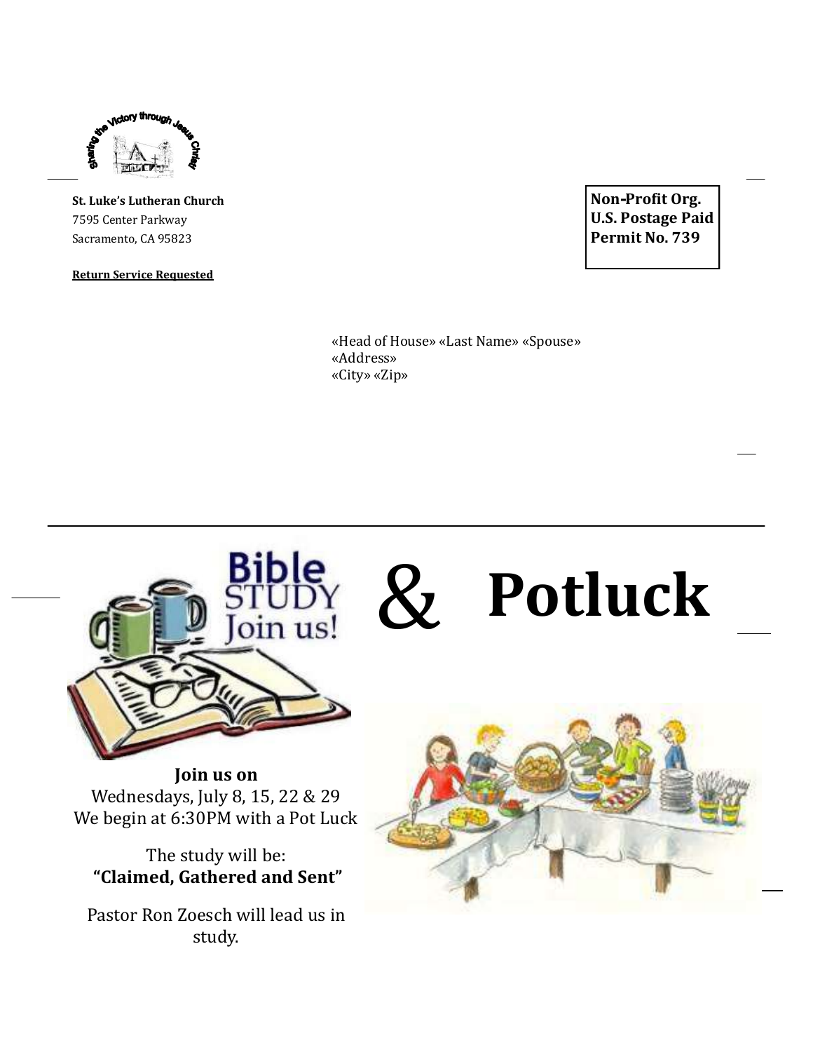**St. Luke's Lutheran Church**
7595 Center Parkway
Sacramento, CA 95823

**Return Service Requested**

**Non-Profit Org.**
**U.S. Postage Paid**
**Permit No. 739**

«Head of House» «Last Name» «Spouse»
«Address»
«City» «Zip»

---

# Bible Study & Potluck

**Join us on**
Wednesdays, July 8, 15, 22 & 29
We begin at 6:30PM with a Pot Luck

The study will be:
**"Claimed, Gathered and Sent"**

Pastor Ron Zoesch will lead us in study.